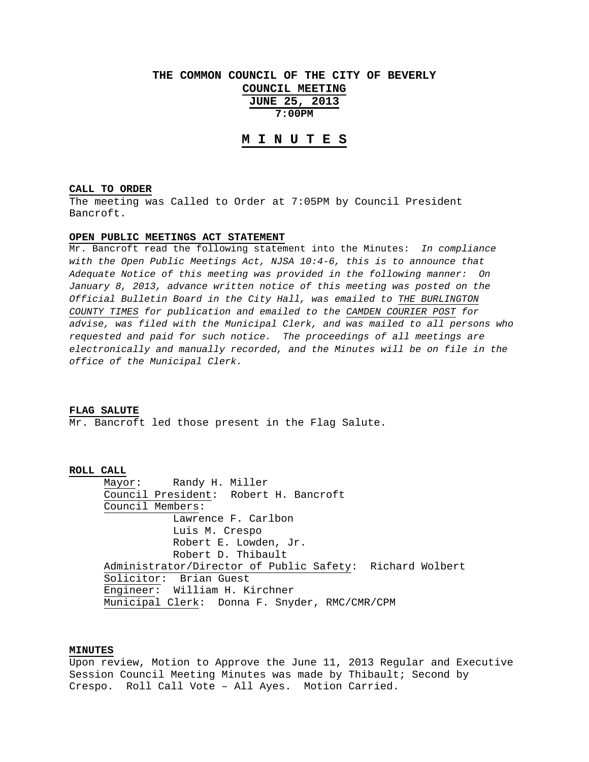# THE COMMON COUNCIL OF THE CITY OF BEVERLY

## COUNCIL MEETING

## JUNE 25, 2013

## 7:00PM

# M I N U T E S

**CALL TO ORDER**

The meeting was Called to Order at 7:05PM by Council President Bancroft.

**OPEN PUBLIC MEETINGS ACT STATEMENT**

Mr. Bancroft read the following statement into the Minutes: *In compliance with the Open Public Meetings Act, NJSA 10:4-6, this is to announce that Adequate Notice of this meeting was provided in the following manner: On January 8, 2013, advance written notice of this meeting was posted on the Official Bulletin Board in the City Hall, was emailed to THE BURLINGTON COUNTY TIMES for publication and emailed to the CAMDEN COURIER POST for advise, was filed with the Municipal Clerk, and was mailed to all persons who requested and paid for such notice. The proceedings of all meetings are electronically and manually recorded, and the Minutes will be on file in the office of the Municipal Clerk.*

**FLAG SALUTE**

Mr. Bancroft led those present in the Flag Salute.

**ROLL CALL**

Mayor: Randy H. Miller
Council President: Robert H. Bancroft
Council Members:
- Lawrence F. Carlbon
- Luis M. Crespo
- Robert E. Lowden, Jr.
- Robert D. Thibault

Administrator/Director of Public Safety: Richard Wolbert
Solicitor: Brian Guest
Engineer: William H. Kirchner
Municipal Clerk: Donna F. Snyder, RMC/CMR/CPM

**MINUTES**

Upon review, Motion to Approve the June 11, 2013 Regular and Executive Session Council Meeting Minutes was made by Thibault; Second by Crespo. Roll Call Vote – All Ayes. Motion Carried.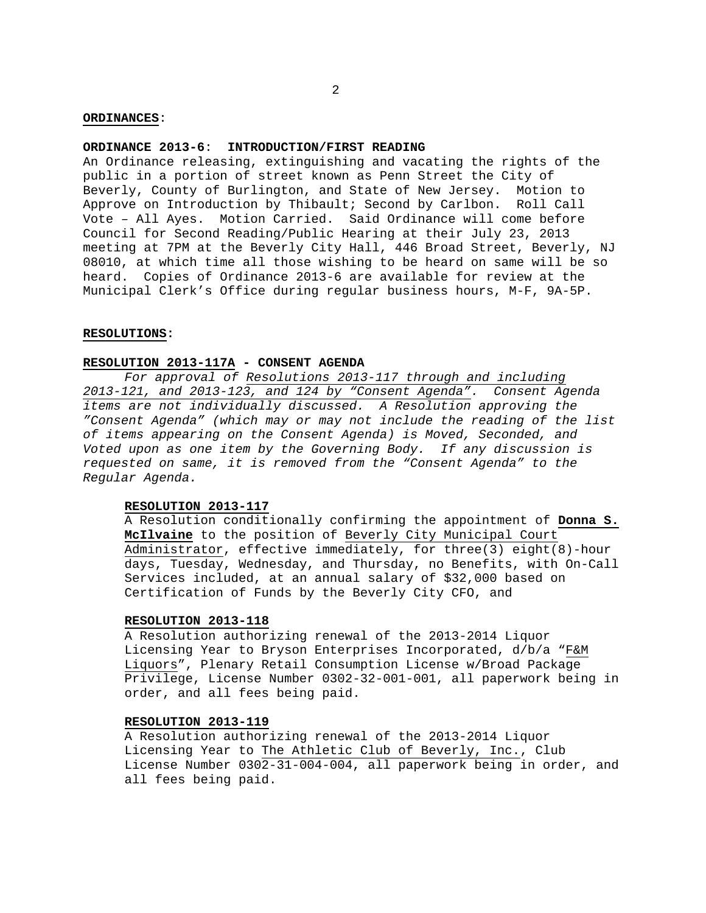**ORDINANCES**:

**ORDINANCE 2013-6**: **INTRODUCTION/FIRST READING**

An Ordinance releasing, extinguishing and vacating the rights of the public in a portion of street known as Penn Street the City of Beverly, County of Burlington, and State of New Jersey. Motion to Approve on Introduction by Thibault; Second by Carlbon. Roll Call Vote – All Ayes. Motion Carried. Said Ordinance will come before Council for Second Reading/Public Hearing at their July 23, 2013 meeting at 7PM at the Beverly City Hall, 446 Broad Street, Beverly, NJ 08010, at which time all those wishing to be heard on same will be so heard. Copies of Ordinance 2013-6 are available for review at the Municipal Clerk's Office during regular business hours, M-F, 9A-5P.

**RESOLUTIONS:**

**RESOLUTION 2013-117A - CONSENT AGENDA**

*For approval of Resolutions 2013-117 through and including 2013-121, and 2013-123, and 124 by "Consent Agenda". Consent Agenda items are not individually discussed. A Resolution approving the "Consent Agenda" (which may or may not include the reading of the list of items appearing on the Consent Agenda) is Moved, Seconded, and Voted upon as one item by the Governing Body. If any discussion is requested on same, it is removed from the "Consent Agenda" to the Regular Agenda.*

**RESOLUTION 2013-117**

A Resolution conditionally confirming the appointment of **Donna S. McIlvaine** to the position of Beverly City Municipal Court Administrator, effective immediately, for three(3) eight(8)-hour days, Tuesday, Wednesday, and Thursday, no Benefits, with On-Call Services included, at an annual salary of $32,000 based on Certification of Funds by the Beverly City CFO, and

**RESOLUTION 2013-118**

A Resolution authorizing renewal of the 2013-2014 Liquor Licensing Year to Bryson Enterprises Incorporated, d/b/a "F&M Liquors", Plenary Retail Consumption License w/Broad Package Privilege, License Number 0302-32-001-001, all paperwork being in order, and all fees being paid.

**RESOLUTION 2013-119**

A Resolution authorizing renewal of the 2013-2014 Liquor Licensing Year to The Athletic Club of Beverly, Inc., Club License Number 0302-31-004-004, all paperwork being in order, and all fees being paid.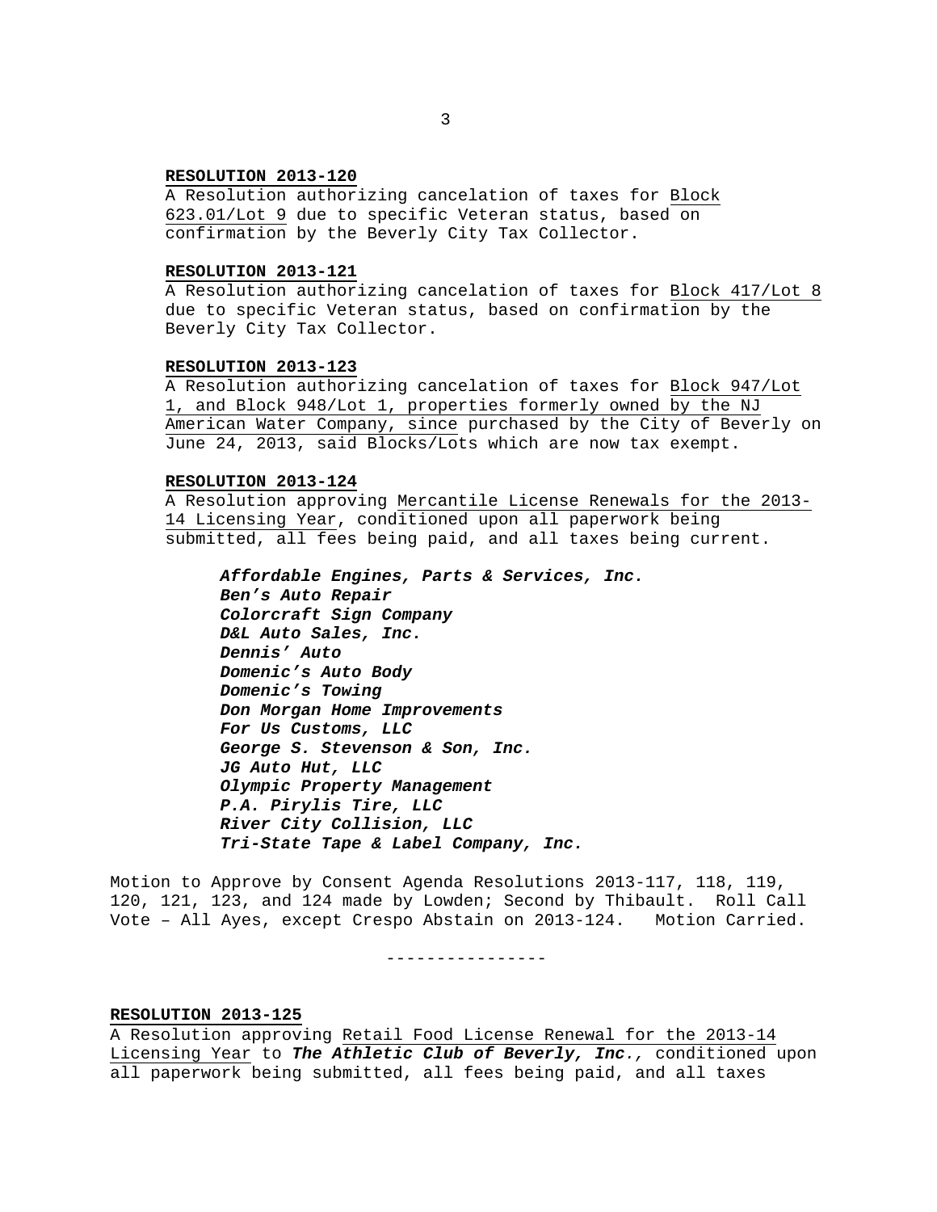**RESOLUTION 2013-120**
A Resolution authorizing cancelation of taxes for Block 623.01/Lot 9 due to specific Veteran status, based on confirmation by the Beverly City Tax Collector.

**RESOLUTION 2013-121**
A Resolution authorizing cancelation of taxes for Block 417/Lot 8 due to specific Veteran status, based on confirmation by the Beverly City Tax Collector.

**RESOLUTION 2013-123**
A Resolution authorizing cancelation of taxes for Block 947/Lot 1, and Block 948/Lot 1, properties formerly owned by the NJ American Water Company, since purchased by the City of Beverly on June 24, 2013, said Blocks/Lots which are now tax exempt.

**RESOLUTION 2013-124**
A Resolution approving Mercantile License Renewals for the 2013-14 Licensing Year, conditioned upon all paperwork being submitted, all fees being paid, and all taxes being current.

***Affordable Engines, Parts & Services, Inc.***
***Ben's Auto Repair***
***Colorcraft Sign Company***
***D&L Auto Sales, Inc.***
***Dennis' Auto***
***Domenic's Auto Body***
***Domenic's Towing***
***Don Morgan Home Improvements***
***For Us Customs, LLC***
***George S. Stevenson & Son, Inc.***
***JG Auto Hut, LLC***
***Olympic Property Management***
***P.A. Pirylis Tire, LLC***
***River City Collision, LLC***
***Tri-State Tape & Label Company, Inc.***

Motion to Approve by Consent Agenda Resolutions 2013-117, 118, 119, 120, 121, 123, and 124 made by Lowden; Second by Thibault. Roll Call Vote – All Ayes, except Crespo Abstain on 2013-124. Motion Carried.

----------------

**RESOLUTION 2013-125**
A Resolution approving Retail Food License Renewal for the 2013-14 Licensing Year to ***The Athletic Club of Beverly, Inc.***, conditioned upon all paperwork being submitted, all fees being paid, and all taxes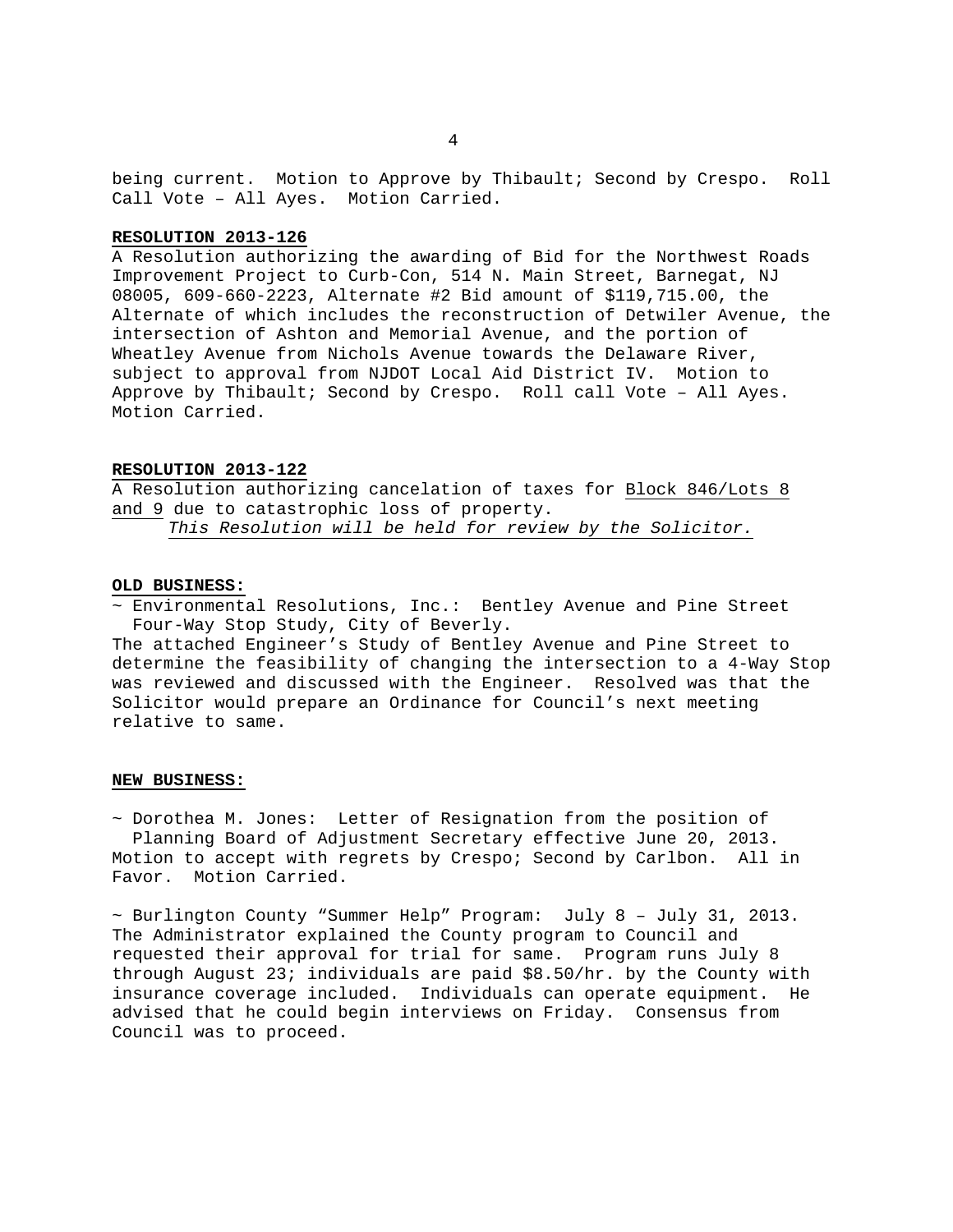being current. Motion to Approve by Thibault; Second by Crespo. Roll Call Vote – All Ayes. Motion Carried.

**RESOLUTION 2013-126**

A Resolution authorizing the awarding of Bid for the Northwest Roads Improvement Project to Curb-Con, 514 N. Main Street, Barnegat, NJ 08005, 609-660-2223, Alternate #2 Bid amount of $119,715.00, the Alternate of which includes the reconstruction of Detwiler Avenue, the intersection of Ashton and Memorial Avenue, and the portion of Wheatley Avenue from Nichols Avenue towards the Delaware River, subject to approval from NJDOT Local Aid District IV. Motion to Approve by Thibault; Second by Crespo. Roll call Vote – All Ayes. Motion Carried.

**RESOLUTION 2013-122**

A Resolution authorizing cancelation of taxes for Block 846/Lots 8 and 9 due to catastrophic loss of property.

*This Resolution will be held for review by the Solicitor.*

**OLD BUSINESS:**

~ Environmental Resolutions, Inc.: Bentley Avenue and Pine Street Four-Way Stop Study, City of Beverly.

The attached Engineer's Study of Bentley Avenue and Pine Street to determine the feasibility of changing the intersection to a 4-Way Stop was reviewed and discussed with the Engineer. Resolved was that the Solicitor would prepare an Ordinance for Council's next meeting relative to same.

**NEW BUSINESS:**

~ Dorothea M. Jones: Letter of Resignation from the position of Planning Board of Adjustment Secretary effective June 20, 2013.

Motion to accept with regrets by Crespo; Second by Carlbon. All in Favor. Motion Carried.

~ Burlington County "Summer Help" Program: July 8 – July 31, 2013.

The Administrator explained the County program to Council and requested their approval for trial for same. Program runs July 8 through August 23; individuals are paid $8.50/hr. by the County with insurance coverage included. Individuals can operate equipment. He advised that he could begin interviews on Friday. Consensus from Council was to proceed.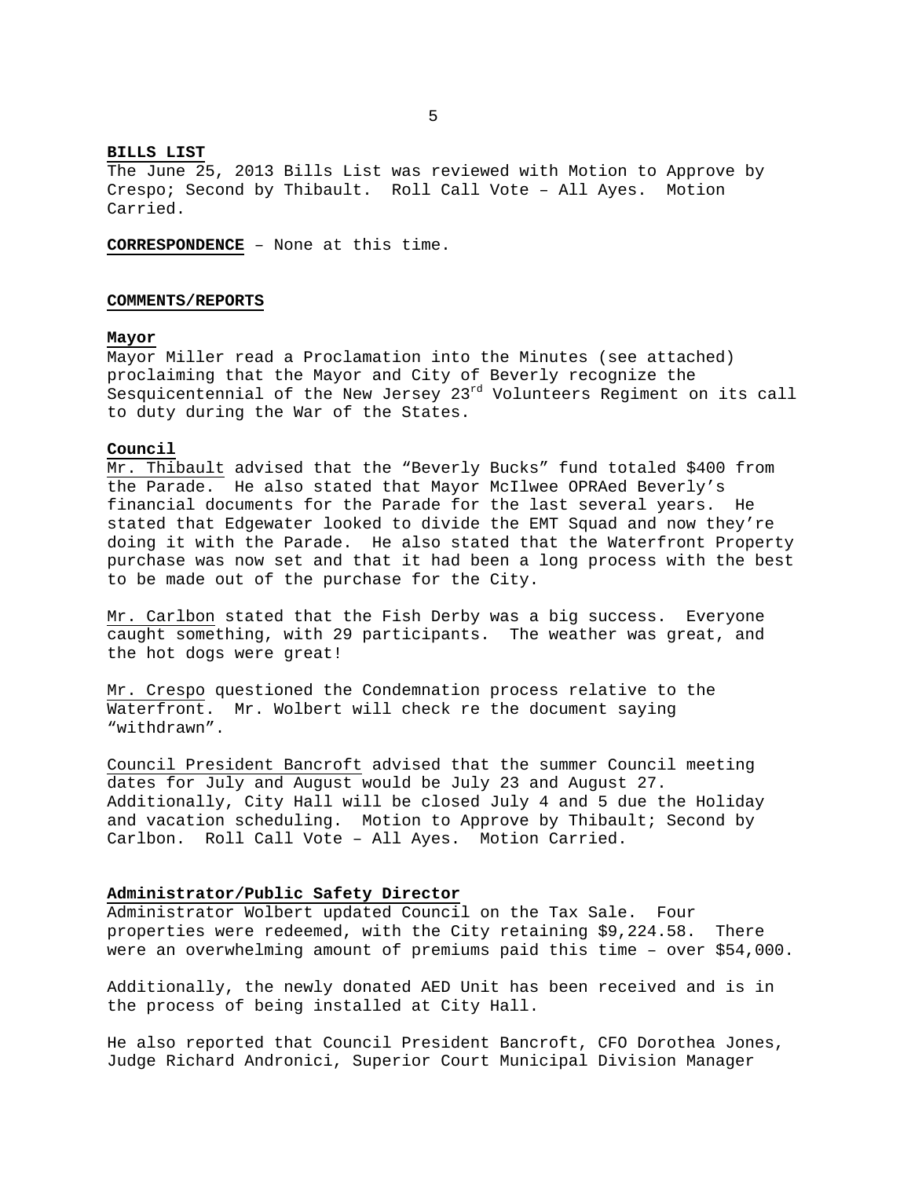**BILLS LIST**

The June 25, 2013 Bills List was reviewed with Motion to Approve by Crespo; Second by Thibault. Roll Call Vote – All Ayes. Motion Carried.

**CORRESPONDENCE** – None at this time.

**COMMENTS/REPORTS**

**Mayor**

Mayor Miller read a Proclamation into the Minutes (see attached) proclaiming that the Mayor and City of Beverly recognize the Sesquicentennial of the New Jersey 23rd Volunteers Regiment on its call to duty during the War of the States.

**Council**

Mr. Thibault advised that the "Beverly Bucks" fund totaled $400 from the Parade. He also stated that Mayor McIlwee OPRAed Beverly's financial documents for the Parade for the last several years. He stated that Edgewater looked to divide the EMT Squad and now they're doing it with the Parade. He also stated that the Waterfront Property purchase was now set and that it had been a long process with the best to be made out of the purchase for the City.

Mr. Carlbon stated that the Fish Derby was a big success. Everyone caught something, with 29 participants. The weather was great, and the hot dogs were great!

Mr. Crespo questioned the Condemnation process relative to the Waterfront. Mr. Wolbert will check re the document saying "withdrawn".

Council President Bancroft advised that the summer Council meeting dates for July and August would be July 23 and August 27. Additionally, City Hall will be closed July 4 and 5 due the Holiday and vacation scheduling. Motion to Approve by Thibault; Second by Carlbon. Roll Call Vote – All Ayes. Motion Carried.

**Administrator/Public Safety Director**

Administrator Wolbert updated Council on the Tax Sale. Four properties were redeemed, with the City retaining $9,224.58. There were an overwhelming amount of premiums paid this time – over $54,000.

Additionally, the newly donated AED Unit has been received and is in the process of being installed at City Hall.

He also reported that Council President Bancroft, CFO Dorothea Jones, Judge Richard Andronici, Superior Court Municipal Division Manager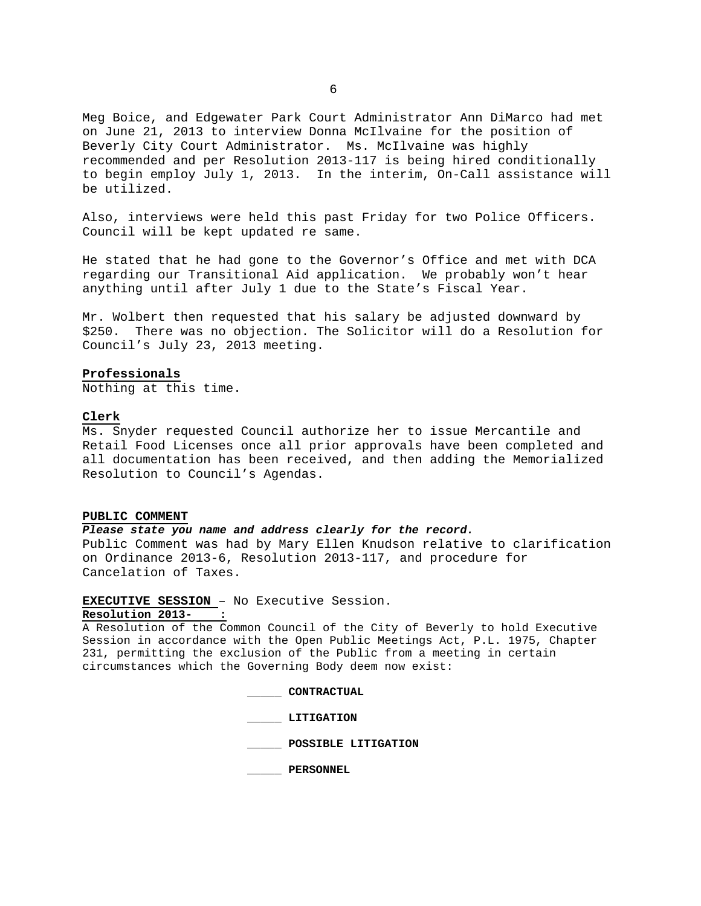Meg Boice, and Edgewater Park Court Administrator Ann DiMarco had met on June 21, 2013 to interview Donna McIlvaine for the position of Beverly City Court Administrator. Ms. McIlvaine was highly recommended and per Resolution 2013-117 is being hired conditionally to begin employ July 1, 2013. In the interim, On-Call assistance will be utilized.

Also, interviews were held this past Friday for two Police Officers. Council will be kept updated re same.

He stated that he had gone to the Governor's Office and met with DCA regarding our Transitional Aid application. We probably won't hear anything until after July 1 due to the State's Fiscal Year.

Mr. Wolbert then requested that his salary be adjusted downward by $250. There was no objection. The Solicitor will do a Resolution for Council's July 23, 2013 meeting.

**Professionals**

Nothing at this time.

**Clerk**

Ms. Snyder requested Council authorize her to issue Mercantile and Retail Food Licenses once all prior approvals have been completed and all documentation has been received, and then adding the Memorialized Resolution to Council's Agendas.

**PUBLIC COMMENT**

***Please state you name and address clearly for the record.***

Public Comment was had by Mary Ellen Knudson relative to clarification on Ordinance 2013-6, Resolution 2013-117, and procedure for Cancelation of Taxes.

**EXECUTIVE SESSION** – No Executive Session.

**Resolution 2013-    :**

A Resolution of the Common Council of the City of Beverly to hold Executive Session in accordance with the Open Public Meetings Act, P.L. 1975, Chapter 231, permitting the exclusion of the Public from a meeting in certain circumstances which the Governing Body deem now exist:

_____ **CONTRACTUAL**

_____ **LITIGATION**

_____ **POSSIBLE LITIGATION**

_____ **PERSONNEL**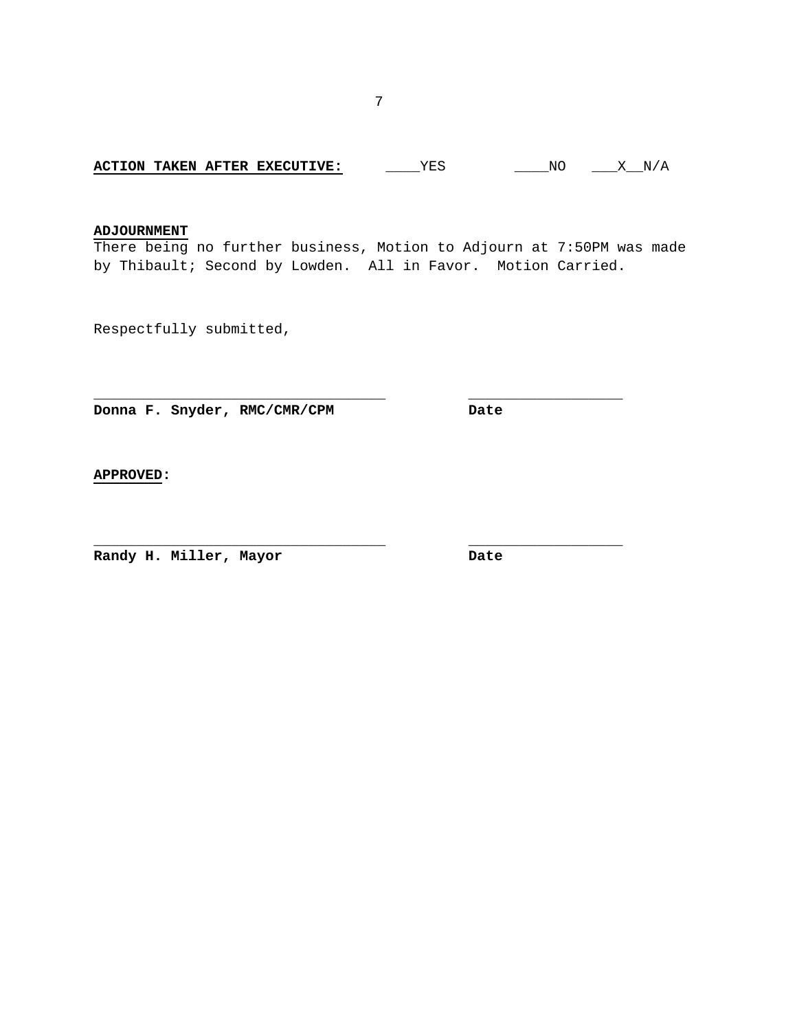**ACTION TAKEN AFTER EXECUTIVE:** ____YES ____NO ___X__N/A

**ADJOURNMENT**

There being no further business, Motion to Adjourn at 7:50PM was made by Thibault; Second by Lowden. All in Favor. Motion Carried.

Respectfully submitted,

__________________________________ __________________

**Donna F. Snyder, RMC/CMR/CPM** **Date**

**APPROVED**:

__________________________________ __________________

**Randy H. Miller, Mayor** **Date**